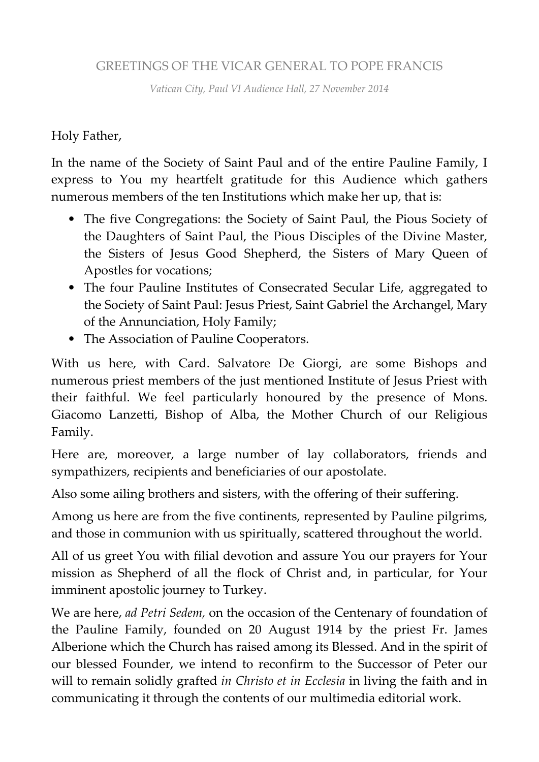# GREETINGS OF THE VICAR GENERAL TO POPE FRANCIS

*Vatican City, Paul VI Audience Hall, 27 November 2014*

Holy Father,

In the name of the Society of Saint Paul and of the entire Pauline Family, I express to You my heartfelt gratitude for this Audience which gathers numerous members of the ten Institutions which make her up, that is:

- The five Congregations: the Society of Saint Paul, the Pious Society of the Daughters of Saint Paul, the Pious Disciples of the Divine Master, the Sisters of Jesus Good Shepherd, the Sisters of Mary Queen of Apostles for vocations;
- The four Pauline Institutes of Consecrated Secular Life, aggregated to the Society of Saint Paul: Jesus Priest, Saint Gabriel the Archangel, Mary of the Annunciation, Holy Family;
- The Association of Pauline Cooperators.

With us here, with Card. Salvatore De Giorgi, are some Bishops and numerous priest members of the just mentioned Institute of Jesus Priest with their faithful. We feel particularly honoured by the presence of Mons. Giacomo Lanzetti, Bishop of Alba, the Mother Church of our Religious Family.

Here are, moreover, a large number of lay collaborators, friends and sympathizers, recipients and beneficiaries of our apostolate.

Also some ailing brothers and sisters, with the offering of their suffering.

Among us here are from the five continents, represented by Pauline pilgrims, and those in communion with us spiritually, scattered throughout the world.

All of us greet You with filial devotion and assure You our prayers for Your mission as Shepherd of all the flock of Christ and, in particular, for Your imminent apostolic journey to Turkey.

We are here, *ad Petri Sedem,* on the occasion of the Centenary of foundation of the Pauline Family, founded on 20 August 1914 by the priest Fr. James Alberione which the Church has raised among its Blessed. And in the spirit of our blessed Founder, we intend to reconfirm to the Successor of Peter our will to remain solidly grafted *in Christo et in Ecclesia* in living the faith and in communicating it through the contents of our multimedia editorial work.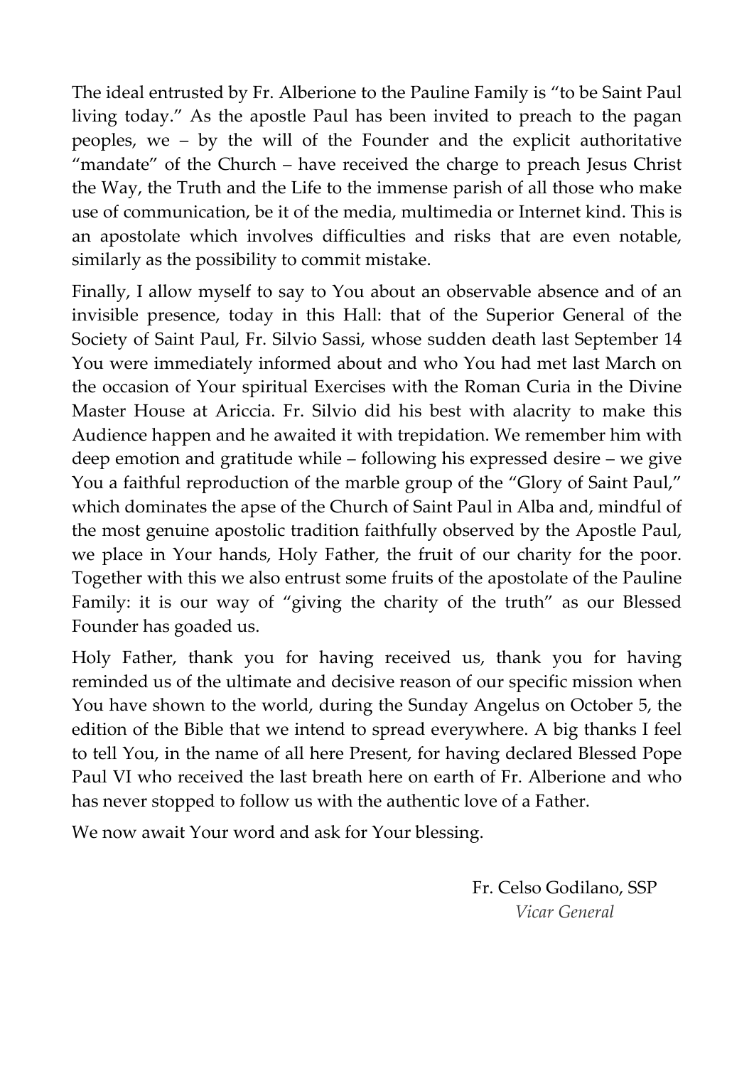The ideal entrusted by Fr. Alberione to the Pauline Family is "to be Saint Paul living today." As the apostle Paul has been invited to preach to the pagan peoples, we – by the will of the Founder and the explicit authoritative "mandate" of the Church – have received the charge to preach Jesus Christ the Way, the Truth and the Life to the immense parish of all those who make use of communication, be it of the media, multimedia or Internet kind. This is an apostolate which involves difficulties and risks that are even notable, similarly as the possibility to commit mistake.

Finally, I allow myself to say to You about an observable absence and of an invisible presence, today in this Hall: that of the Superior General of the Society of Saint Paul, Fr. Silvio Sassi, whose sudden death last September 14 You were immediately informed about and who You had met last March on the occasion of Your spiritual Exercises with the Roman Curia in the Divine Master House at Ariccia. Fr. Silvio did his best with alacrity to make this Audience happen and he awaited it with trepidation. We remember him with deep emotion and gratitude while – following his expressed desire – we give You a faithful reproduction of the marble group of the "Glory of Saint Paul," which dominates the apse of the Church of Saint Paul in Alba and, mindful of the most genuine apostolic tradition faithfully observed by the Apostle Paul, we place in Your hands, Holy Father, the fruit of our charity for the poor. Together with this we also entrust some fruits of the apostolate of the Pauline Family: it is our way of "giving the charity of the truth" as our Blessed Founder has goaded us.

Holy Father, thank you for having received us, thank you for having reminded us of the ultimate and decisive reason of our specific mission when You have shown to the world, during the Sunday Angelus on October 5, the edition of the Bible that we intend to spread everywhere. A big thanks I feel to tell You, in the name of all here Present, for having declared Blessed Pope Paul VI who received the last breath here on earth of Fr. Alberione and who has never stopped to follow us with the authentic love of a Father.

We now await Your word and ask for Your blessing.

Fr. Celso Godilano, SSP
*Vicar General*